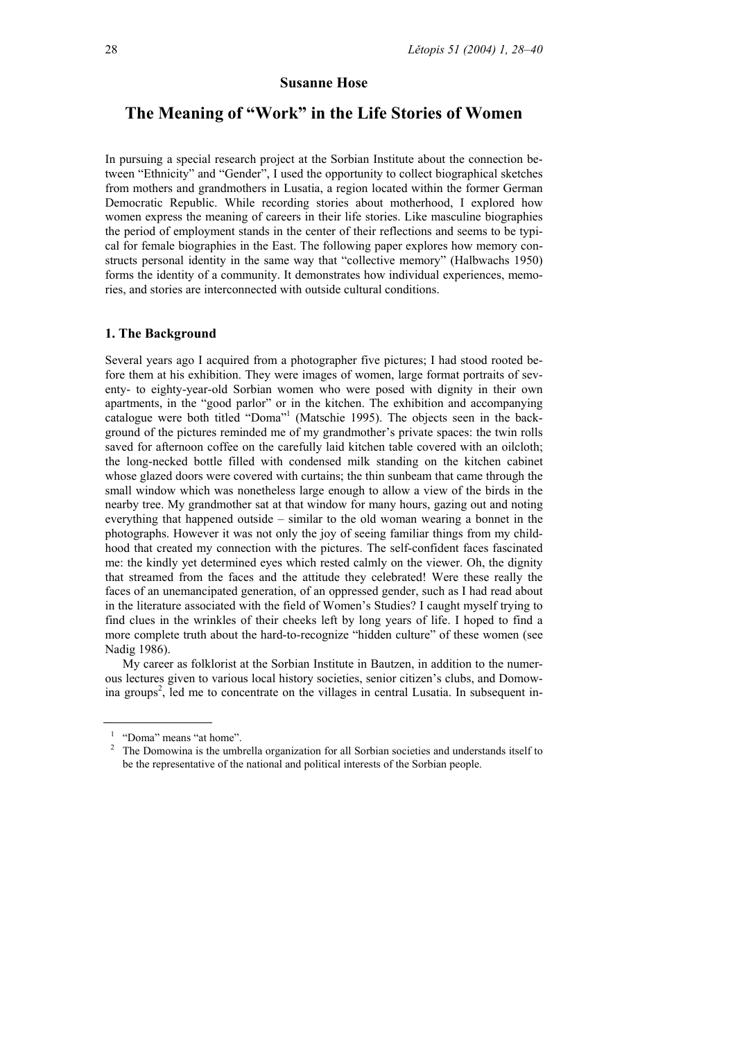**Susanne Hose**

# The Meaning of "Work" in the Life Stories of Women

In pursuing a special research project at the Sorbian Institute about the connection between "Ethnicity" and "Gender", I used the opportunity to collect biographical sketches from mothers and grandmothers in Lusatia, a region located within the former German Democratic Republic. While recording stories about motherhood, I explored how women express the meaning of careers in their life stories. Like masculine biographies the period of employment stands in the center of their reflections and seems to be typical for female biographies in the East. The following paper explores how memory constructs personal identity in the same way that "collective memory" (Halbwachs 1950) forms the identity of a community. It demonstrates how individual experiences, memories, and stories are interconnected with outside cultural conditions.

## 1. The Background

Several years ago I acquired from a photographer five pictures; I had stood rooted before them at his exhibition. They were images of women, large format portraits of seventy- to eighty-year-old Sorbian women who were posed with dignity in their own apartments, in the "good parlor" or in the kitchen. The exhibition and accompanying catalogue were both titled "Doma"[1] (Matschie 1995). The objects seen in the background of the pictures reminded me of my grandmother's private spaces: the twin rolls saved for afternoon coffee on the carefully laid kitchen table covered with an oilcloth; the long-necked bottle filled with condensed milk standing on the kitchen cabinet whose glazed doors were covered with curtains; the thin sunbeam that came through the small window which was nonetheless large enough to allow a view of the birds in the nearby tree. My grandmother sat at that window for many hours, gazing out and noting everything that happened outside – similar to the old woman wearing a bonnet in the photographs. However it was not only the joy of seeing familiar things from my childhood that created my connection with the pictures. The self-confident faces fascinated me: the kindly yet determined eyes which rested calmly on the viewer. Oh, the dignity that streamed from the faces and the attitude they celebrated! Were these really the faces of an unemancipated generation, of an oppressed gender, such as I had read about in the literature associated with the field of Women's Studies? I caught myself trying to find clues in the wrinkles of their cheeks left by long years of life. I hoped to find a more complete truth about the hard-to-recognize "hidden culture" of these women (see Nadig 1986).

My career as folklorist at the Sorbian Institute in Bautzen, in addition to the numerous lectures given to various local history societies, senior citizen's clubs, and Domowina groups[2], led me to concentrate on the villages in central Lusatia. In subsequent in-

---

[1] "Doma" means "at home".

[2] The Domowina is the umbrella organization for all Sorbian societies and understands itself to be the representative of the national and political interests of the Sorbian people.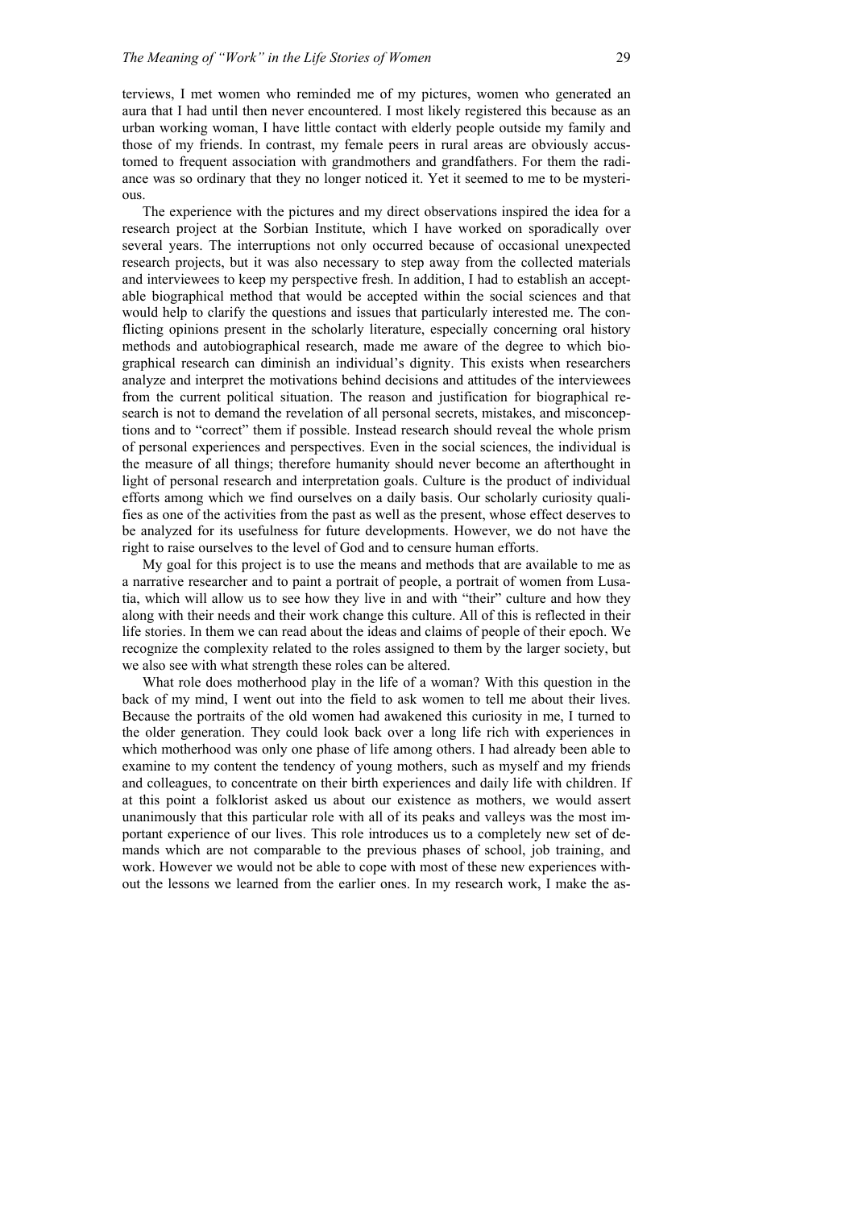terviews, I met women who reminded me of my pictures, women who generated an aura that I had until then never encountered. I most likely registered this because as an urban working woman, I have little contact with elderly people outside my family and those of my friends. In contrast, my female peers in rural areas are obviously accustomed to frequent association with grandmothers and grandfathers. For them the radiance was so ordinary that they no longer noticed it. Yet it seemed to me to be mysterious.

The experience with the pictures and my direct observations inspired the idea for a research project at the Sorbian Institute, which I have worked on sporadically over several years. The interruptions not only occurred because of occasional unexpected research projects, but it was also necessary to step away from the collected materials and interviewees to keep my perspective fresh. In addition, I had to establish an acceptable biographical method that would be accepted within the social sciences and that would help to clarify the questions and issues that particularly interested me. The conflicting opinions present in the scholarly literature, especially concerning oral history methods and autobiographical research, made me aware of the degree to which biographical research can diminish an individual's dignity. This exists when researchers analyze and interpret the motivations behind decisions and attitudes of the interviewees from the current political situation. The reason and justification for biographical research is not to demand the revelation of all personal secrets, mistakes, and misconceptions and to "correct" them if possible. Instead research should reveal the whole prism of personal experiences and perspectives. Even in the social sciences, the individual is the measure of all things; therefore humanity should never become an afterthought in light of personal research and interpretation goals. Culture is the product of individual efforts among which we find ourselves on a daily basis. Our scholarly curiosity qualifies as one of the activities from the past as well as the present, whose effect deserves to be analyzed for its usefulness for future developments. However, we do not have the right to raise ourselves to the level of God and to censure human efforts.

My goal for this project is to use the means and methods that are available to me as a narrative researcher and to paint a portrait of people, a portrait of women from Lusatia, which will allow us to see how they live in and with "their" culture and how they along with their needs and their work change this culture. All of this is reflected in their life stories. In them we can read about the ideas and claims of people of their epoch. We recognize the complexity related to the roles assigned to them by the larger society, but we also see with what strength these roles can be altered.

What role does motherhood play in the life of a woman? With this question in the back of my mind, I went out into the field to ask women to tell me about their lives. Because the portraits of the old women had awakened this curiosity in me, I turned to the older generation. They could look back over a long life rich with experiences in which motherhood was only one phase of life among others. I had already been able to examine to my content the tendency of young mothers, such as myself and my friends and colleagues, to concentrate on their birth experiences and daily life with children. If at this point a folklorist asked us about our existence as mothers, we would assert unanimously that this particular role with all of its peaks and valleys was the most important experience of our lives. This role introduces us to a completely new set of demands which are not comparable to the previous phases of school, job training, and work. However we would not be able to cope with most of these new experiences without the lessons we learned from the earlier ones. In my research work, I make the as-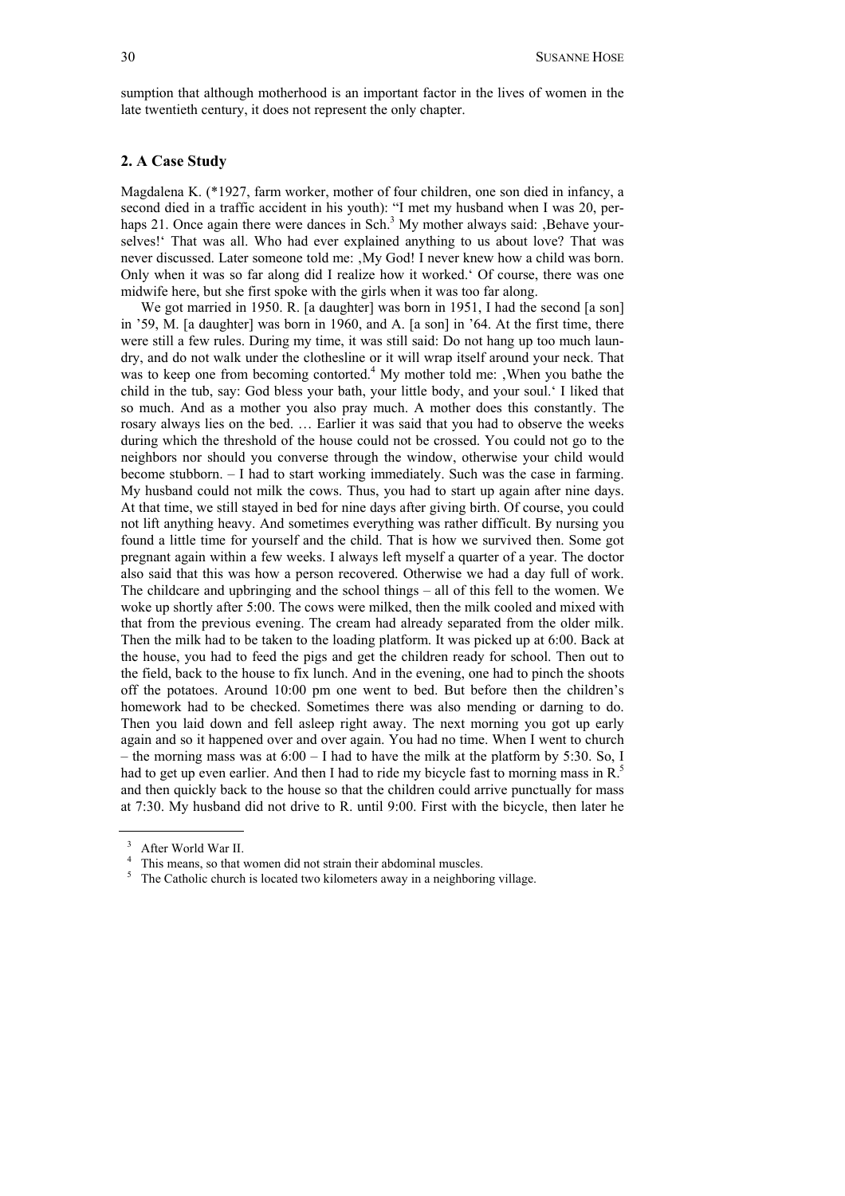sumption that although motherhood is an important factor in the lives of women in the late twentieth century, it does not represent the only chapter.

## 2. A Case Study

Magdalena K. (*1927, farm worker, mother of four children, one son died in infancy, a second died in a traffic accident in his youth): "I met my husband when I was 20, perhaps 21. Once again there were dances in Sch.[3] My mother always said: ‚Behave yourselves!' That was all. Who had ever explained anything to us about love? That was never discussed. Later someone told me: ‚My God! I never knew how a child was born. Only when it was so far along did I realize how it worked.' Of course, there was one midwife here, but she first spoke with the girls when it was too far along.

We got married in 1950. R. [a daughter] was born in 1951, I had the second [a son] in '59, M. [a daughter] was born in 1960, and A. [a son] in '64. At the first time, there were still a few rules. During my time, it was still said: Do not hang up too much laundry, and do not walk under the clothesline or it will wrap itself around your neck. That was to keep one from becoming contorted.[4] My mother told me: ‚When you bathe the child in the tub, say: God bless your bath, your little body, and your soul.' I liked that so much. And as a mother you also pray much. A mother does this constantly. The rosary always lies on the bed. … Earlier it was said that you had to observe the weeks during which the threshold of the house could not be crossed. You could not go to the neighbors nor should you converse through the window, otherwise your child would become stubborn. – I had to start working immediately. Such was the case in farming. My husband could not milk the cows. Thus, you had to start up again after nine days. At that time, we still stayed in bed for nine days after giving birth. Of course, you could not lift anything heavy. And sometimes everything was rather difficult. By nursing you found a little time for yourself and the child. That is how we survived then. Some got pregnant again within a few weeks. I always left myself a quarter of a year. The doctor also said that this was how a person recovered. Otherwise we had a day full of work. The childcare and upbringing and the school things – all of this fell to the women. We woke up shortly after 5:00. The cows were milked, then the milk cooled and mixed with that from the previous evening. The cream had already separated from the older milk. Then the milk had to be taken to the loading platform. It was picked up at 6:00. Back at the house, you had to feed the pigs and get the children ready for school. Then out to the field, back to the house to fix lunch. And in the evening, one had to pinch the shoots off the potatoes. Around 10:00 pm one went to bed. But before then the children's homework had to be checked. Sometimes there was also mending or darning to do. Then you laid down and fell asleep right away. The next morning you got up early again and so it happened over and over again. You had no time. When I went to church – the morning mass was at 6:00 – I had to have the milk at the platform by 5:30. So, I had to get up even earlier. And then I had to ride my bicycle fast to morning mass in R.[5] and then quickly back to the house so that the children could arrive punctually for mass at 7:30. My husband did not drive to R. until 9:00. First with the bicycle, then later he

---

[3] After World War II.

[4] This means, so that women did not strain their abdominal muscles.

[5] The Catholic church is located two kilometers away in a neighboring village.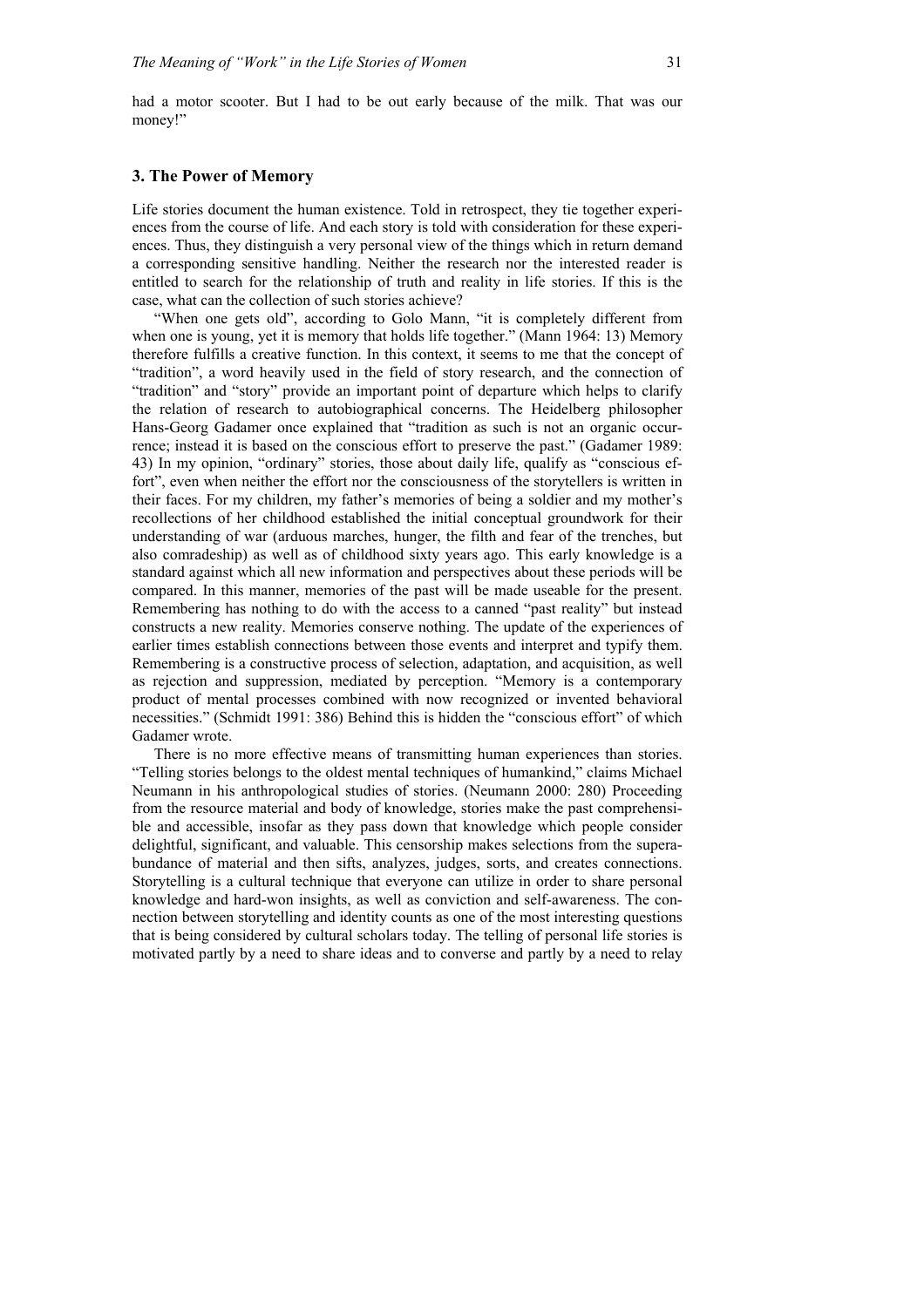had a motor scooter. But I had to be out early because of the milk. That was our money!"

## 3. The Power of Memory

Life stories document the human existence. Told in retrospect, they tie together experiences from the course of life. And each story is told with consideration for these experiences. Thus, they distinguish a very personal view of the things which in return demand a corresponding sensitive handling. Neither the research nor the interested reader is entitled to search for the relationship of truth and reality in life stories. If this is the case, what can the collection of such stories achieve?

"When one gets old", according to Golo Mann, "it is completely different from when one is young, yet it is memory that holds life together." (Mann 1964: 13) Memory therefore fulfills a creative function. In this context, it seems to me that the concept of "tradition", a word heavily used in the field of story research, and the connection of "tradition" and "story" provide an important point of departure which helps to clarify the relation of research to autobiographical concerns. The Heidelberg philosopher Hans-Georg Gadamer once explained that "tradition as such is not an organic occurrence; instead it is based on the conscious effort to preserve the past." (Gadamer 1989: 43) In my opinion, "ordinary" stories, those about daily life, qualify as "conscious effort", even when neither the effort nor the consciousness of the storytellers is written in their faces. For my children, my father's memories of being a soldier and my mother's recollections of her childhood established the initial conceptual groundwork for their understanding of war (arduous marches, hunger, the filth and fear of the trenches, but also comradeship) as well as of childhood sixty years ago. This early knowledge is a standard against which all new information and perspectives about these periods will be compared. In this manner, memories of the past will be made useable for the present. Remembering has nothing to do with the access to a canned "past reality" but instead constructs a new reality. Memories conserve nothing. The update of the experiences of earlier times establish connections between those events and interpret and typify them. Remembering is a constructive process of selection, adaptation, and acquisition, as well as rejection and suppression, mediated by perception. "Memory is a contemporary product of mental processes combined with now recognized or invented behavioral necessities." (Schmidt 1991: 386) Behind this is hidden the "conscious effort" of which Gadamer wrote.

There is no more effective means of transmitting human experiences than stories. "Telling stories belongs to the oldest mental techniques of humankind," claims Michael Neumann in his anthropological studies of stories. (Neumann 2000: 280) Proceeding from the resource material and body of knowledge, stories make the past comprehensible and accessible, insofar as they pass down that knowledge which people consider delightful, significant, and valuable. This censorship makes selections from the superabundance of material and then sifts, analyzes, judges, sorts, and creates connections. Storytelling is a cultural technique that everyone can utilize in order to share personal knowledge and hard-won insights, as well as conviction and self-awareness. The connection between storytelling and identity counts as one of the most interesting questions that is being considered by cultural scholars today. The telling of personal life stories is motivated partly by a need to share ideas and to converse and partly by a need to relay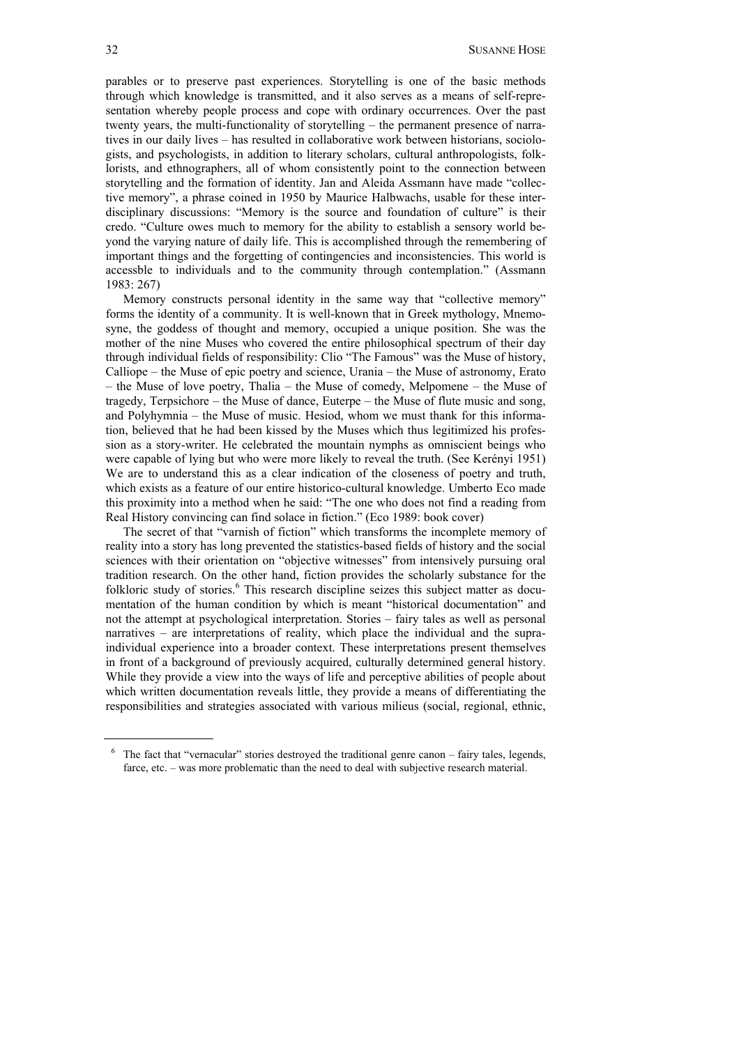parables or to preserve past experiences. Storytelling is one of the basic methods through which knowledge is transmitted, and it also serves as a means of self-representation whereby people process and cope with ordinary occurrences. Over the past twenty years, the multi-functionality of storytelling – the permanent presence of narratives in our daily lives – has resulted in collaborative work between historians, sociologists, and psychologists, in addition to literary scholars, cultural anthropologists, folklorists, and ethnographers, all of whom consistently point to the connection between storytelling and the formation of identity. Jan and Aleida Assmann have made "collective memory", a phrase coined in 1950 by Maurice Halbwachs, usable for these interdisciplinary discussions: "Memory is the source and foundation of culture" is their credo. "Culture owes much to memory for the ability to establish a sensory world beyond the varying nature of daily life. This is accomplished through the remembering of important things and the forgetting of contingencies and inconsistencies. This world is accessble to individuals and to the community through contemplation." (Assmann 1983: 267)

Memory constructs personal identity in the same way that "collective memory" forms the identity of a community. It is well-known that in Greek mythology, Mnemosyne, the goddess of thought and memory, occupied a unique position. She was the mother of the nine Muses who covered the entire philosophical spectrum of their day through individual fields of responsibility: Clio "The Famous" was the Muse of history, Calliope – the Muse of epic poetry and science, Urania – the Muse of astronomy, Erato – the Muse of love poetry, Thalia – the Muse of comedy, Melpomene – the Muse of tragedy, Terpsichore – the Muse of dance, Euterpe – the Muse of flute music and song, and Polyhymnia – the Muse of music. Hesiod, whom we must thank for this information, believed that he had been kissed by the Muses which thus legitimized his profession as a story-writer. He celebrated the mountain nymphs as omniscient beings who were capable of lying but who were more likely to reveal the truth. (See Kerényi 1951) We are to understand this as a clear indication of the closeness of poetry and truth, which exists as a feature of our entire historico-cultural knowledge. Umberto Eco made this proximity into a method when he said: "The one who does not find a reading from Real History convincing can find solace in fiction." (Eco 1989: book cover)

The secret of that "varnish of fiction" which transforms the incomplete memory of reality into a story has long prevented the statistics-based fields of history and the social sciences with their orientation on "objective witnesses" from intensively pursuing oral tradition research. On the other hand, fiction provides the scholarly substance for the folkloric study of stories.[6] This research discipline seizes this subject matter as documentation of the human condition by which is meant "historical documentation" and not the attempt at psychological interpretation. Stories – fairy tales as well as personal narratives – are interpretations of reality, which place the individual and the supra-individual experience into a broader context. These interpretations present themselves in front of a background of previously acquired, culturally determined general history. While they provide a view into the ways of life and perceptive abilities of people about which written documentation reveals little, they provide a means of differentiating the responsibilities and strategies associated with various milieus (social, regional, ethnic,

[6] The fact that "vernacular" stories destroyed the traditional genre canon – fairy tales, legends, farce, etc. – was more problematic than the need to deal with subjective research material.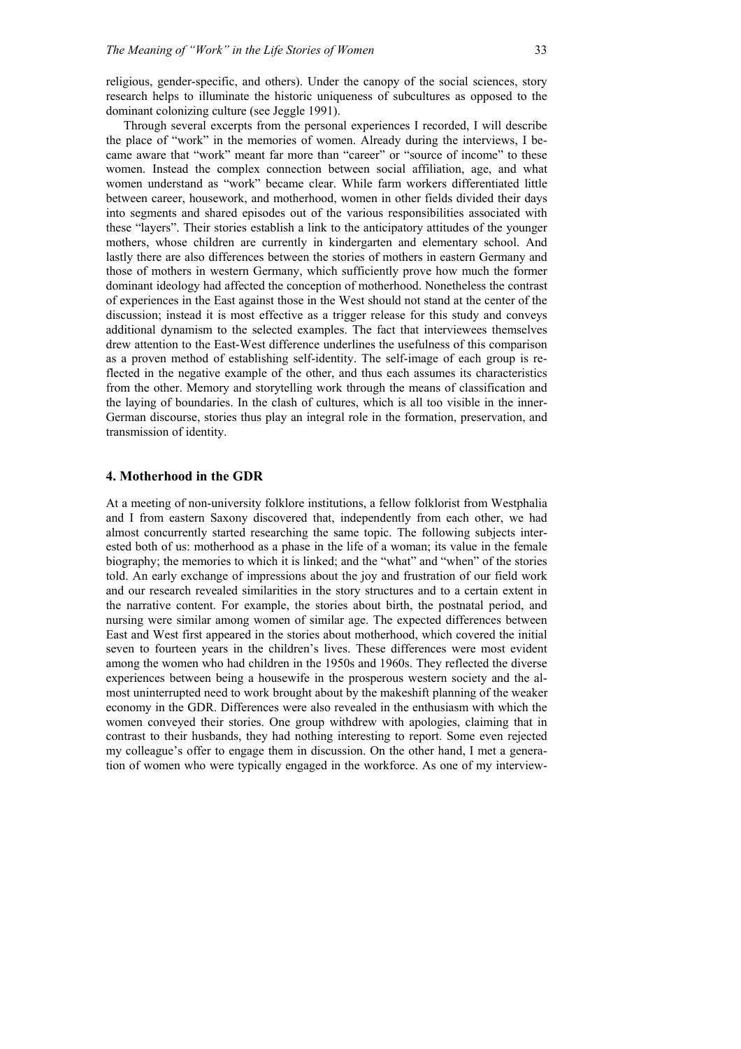religious, gender-specific, and others). Under the canopy of the social sciences, story research helps to illuminate the historic uniqueness of subcultures as opposed to the dominant colonizing culture (see Jeggle 1991).

Through several excerpts from the personal experiences I recorded, I will describe the place of "work" in the memories of women. Already during the interviews, I became aware that "work" meant far more than "career" or "source of income" to these women. Instead the complex connection between social affiliation, age, and what women understand as "work" became clear. While farm workers differentiated little between career, housework, and motherhood, women in other fields divided their days into segments and shared episodes out of the various responsibilities associated with these "layers". Their stories establish a link to the anticipatory attitudes of the younger mothers, whose children are currently in kindergarten and elementary school. And lastly there are also differences between the stories of mothers in eastern Germany and those of mothers in western Germany, which sufficiently prove how much the former dominant ideology had affected the conception of motherhood. Nonetheless the contrast of experiences in the East against those in the West should not stand at the center of the discussion; instead it is most effective as a trigger release for this study and conveys additional dynamism to the selected examples. The fact that interviewees themselves drew attention to the East-West difference underlines the usefulness of this comparison as a proven method of establishing self-identity. The self-image of each group is reflected in the negative example of the other, and thus each assumes its characteristics from the other. Memory and storytelling work through the means of classification and the laying of boundaries. In the clash of cultures, which is all too visible in the inner-German discourse, stories thus play an integral role in the formation, preservation, and transmission of identity.

## 4. Motherhood in the GDR

At a meeting of non-university folklore institutions, a fellow folklorist from Westphalia and I from eastern Saxony discovered that, independently from each other, we had almost concurrently started researching the same topic. The following subjects interested both of us: motherhood as a phase in the life of a woman; its value in the female biography; the memories to which it is linked; and the "what" and "when" of the stories told. An early exchange of impressions about the joy and frustration of our field work and our research revealed similarities in the story structures and to a certain extent in the narrative content. For example, the stories about birth, the postnatal period, and nursing were similar among women of similar age. The expected differences between East and West first appeared in the stories about motherhood, which covered the initial seven to fourteen years in the children's lives. These differences were most evident among the women who had children in the 1950s and 1960s. They reflected the diverse experiences between being a housewife in the prosperous western society and the almost uninterrupted need to work brought about by the makeshift planning of the weaker economy in the GDR. Differences were also revealed in the enthusiasm with which the women conveyed their stories. One group withdrew with apologies, claiming that in contrast to their husbands, they had nothing interesting to report. Some even rejected my colleague's offer to engage them in discussion. On the other hand, I met a generation of women who were typically engaged in the workforce. As one of my interview-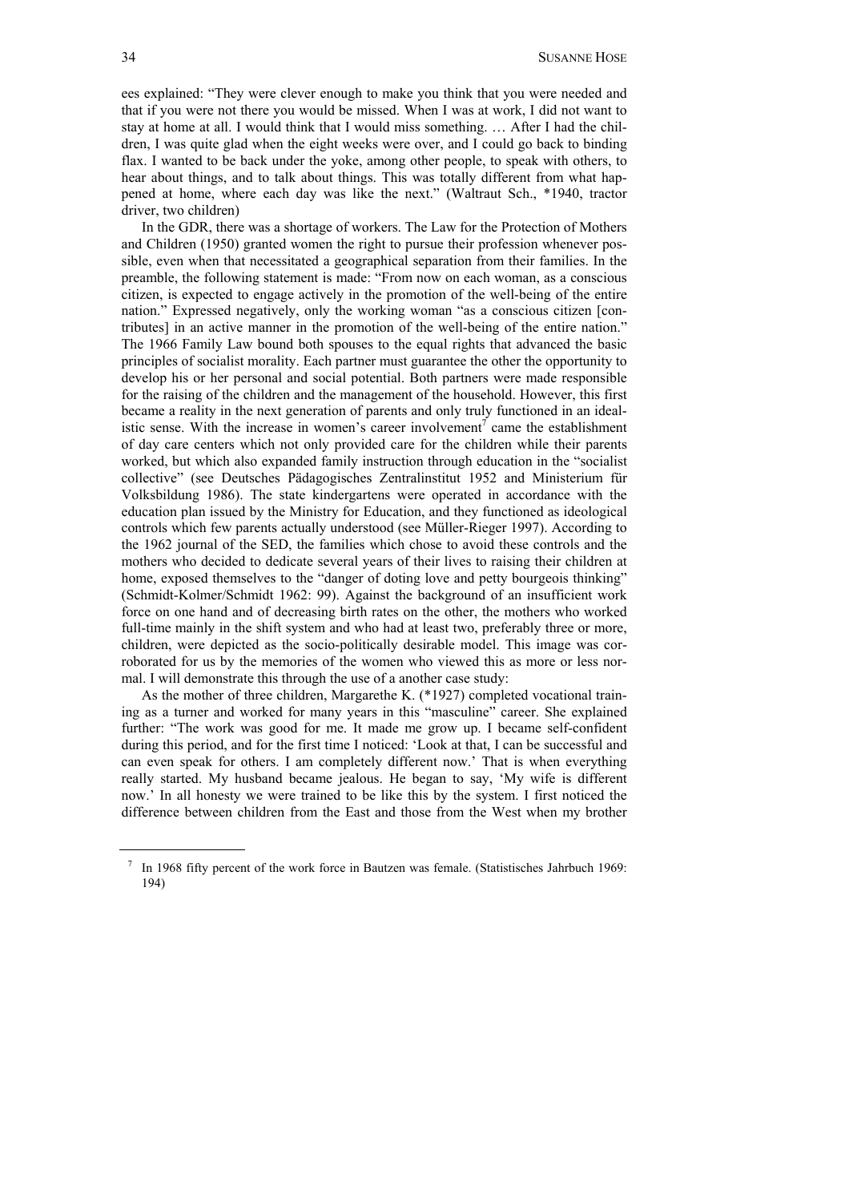ees explained: "They were clever enough to make you think that you were needed and that if you were not there you would be missed. When I was at work, I did not want to stay at home at all. I would think that I would miss something. … After I had the children, I was quite glad when the eight weeks were over, and I could go back to binding flax. I wanted to be back under the yoke, among other people, to speak with others, to hear about things, and to talk about things. This was totally different from what happened at home, where each day was like the next." (Waltraut Sch., *1940, tractor driver, two children)

In the GDR, there was a shortage of workers. The Law for the Protection of Mothers and Children (1950) granted women the right to pursue their profession whenever possible, even when that necessitated a geographical separation from their families. In the preamble, the following statement is made: "From now on each woman, as a conscious citizen, is expected to engage actively in the promotion of the well-being of the entire nation." Expressed negatively, only the working woman "as a conscious citizen [contributes] in an active manner in the promotion of the well-being of the entire nation." The 1966 Family Law bound both spouses to the equal rights that advanced the basic principles of socialist morality. Each partner must guarantee the other the opportunity to develop his or her personal and social potential. Both partners were made responsible for the raising of the children and the management of the household. However, this first became a reality in the next generation of parents and only truly functioned in an idealistic sense. With the increase in women's career involvement[7] came the establishment of day care centers which not only provided care for the children while their parents worked, but which also expanded family instruction through education in the "socialist collective" (see Deutsches Pädagogisches Zentralinstitut 1952 and Ministerium für Volksbildung 1986). The state kindergartens were operated in accordance with the education plan issued by the Ministry for Education, and they functioned as ideological controls which few parents actually understood (see Müller-Rieger 1997). According to the 1962 journal of the SED, the families which chose to avoid these controls and the mothers who decided to dedicate several years of their lives to raising their children at home, exposed themselves to the "danger of doting love and petty bourgeois thinking" (Schmidt-Kolmer/Schmidt 1962: 99). Against the background of an insufficient work force on one hand and of decreasing birth rates on the other, the mothers who worked full-time mainly in the shift system and who had at least two, preferably three or more, children, were depicted as the socio-politically desirable model. This image was corroborated for us by the memories of the women who viewed this as more or less normal. I will demonstrate this through the use of a another case study:

As the mother of three children, Margarethe K. (*1927) completed vocational training as a turner and worked for many years in this "masculine" career. She explained further: "The work was good for me. It made me grow up. I became self-confident during this period, and for the first time I noticed: 'Look at that, I can be successful and can even speak for others. I am completely different now.' That is when everything really started. My husband became jealous. He began to say, 'My wife is different now.' In all honesty we were trained to be like this by the system. I first noticed the difference between children from the East and those from the West when my brother

---

[7] In 1968 fifty percent of the work force in Bautzen was female. (Statistisches Jahrbuch 1969: 194)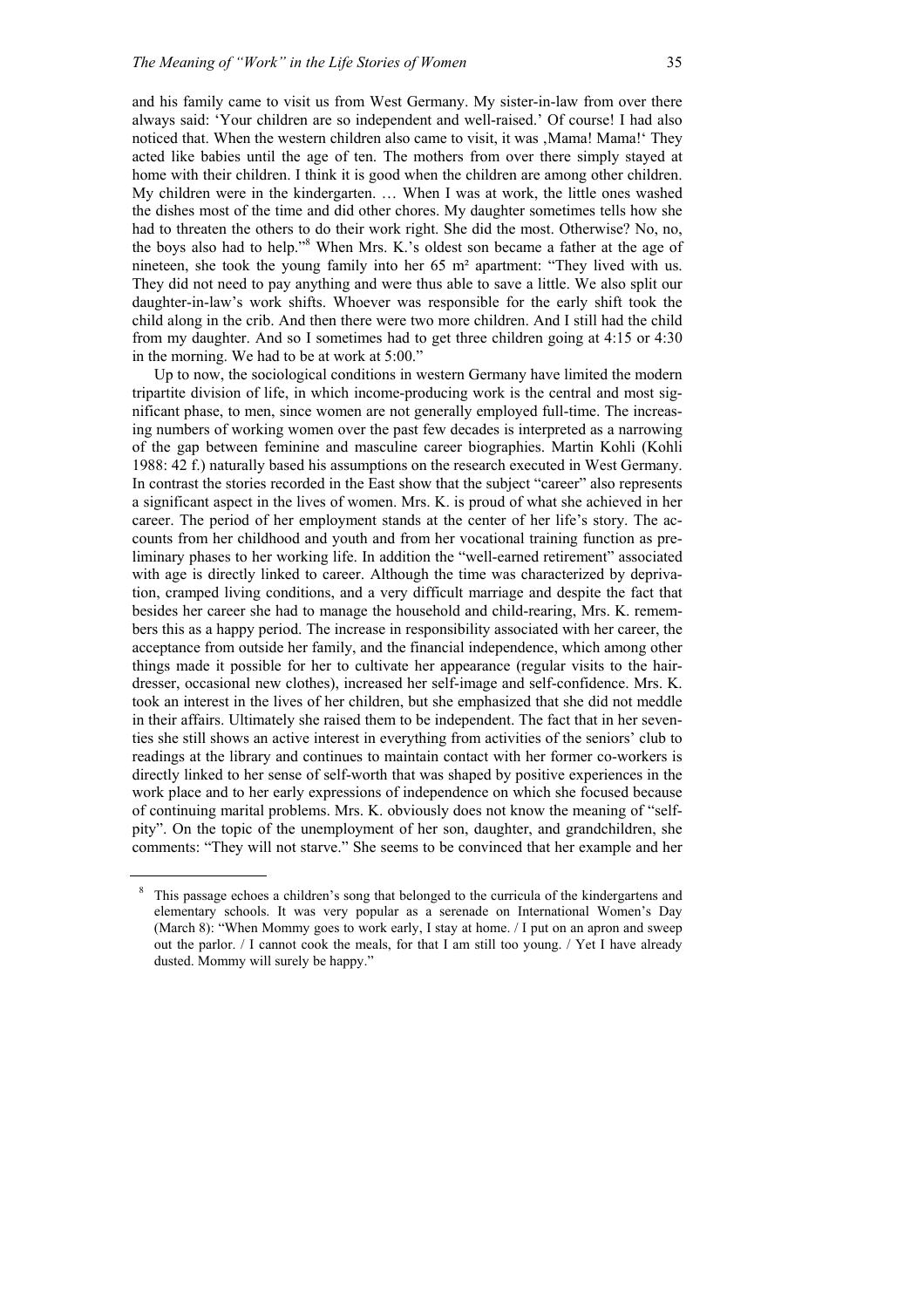and his family came to visit us from West Germany. My sister-in-law from over there always said: 'Your children are so independent and well-raised.' Of course! I had also noticed that. When the western children also came to visit, it was ‚Mama! Mama!' They acted like babies until the age of ten. The mothers from over there simply stayed at home with their children. I think it is good when the children are among other children. My children were in the kindergarten. … When I was at work, the little ones washed the dishes most of the time and did other chores. My daughter sometimes tells how she had to threaten the others to do their work right. She did the most. Otherwise? No, no, the boys also had to help."[8] When Mrs. K.'s oldest son became a father at the age of nineteen, she took the young family into her 65 m² apartment: "They lived with us. They did not need to pay anything and were thus able to save a little. We also split our daughter-in-law's work shifts. Whoever was responsible for the early shift took the child along in the crib. And then there were two more children. And I still had the child from my daughter. And so I sometimes had to get three children going at 4:15 or 4:30 in the morning. We had to be at work at 5:00."

Up to now, the sociological conditions in western Germany have limited the modern tripartite division of life, in which income-producing work is the central and most significant phase, to men, since women are not generally employed full-time. The increasing numbers of working women over the past few decades is interpreted as a narrowing of the gap between feminine and masculine career biographies. Martin Kohli (Kohli 1988: 42 f.) naturally based his assumptions on the research executed in West Germany. In contrast the stories recorded in the East show that the subject "career" also represents a significant aspect in the lives of women. Mrs. K. is proud of what she achieved in her career. The period of her employment stands at the center of her life's story. The accounts from her childhood and youth and from her vocational training function as preliminary phases to her working life. In addition the "well-earned retirement" associated with age is directly linked to career. Although the time was characterized by deprivation, cramped living conditions, and a very difficult marriage and despite the fact that besides her career she had to manage the household and child-rearing, Mrs. K. remembers this as a happy period. The increase in responsibility associated with her career, the acceptance from outside her family, and the financial independence, which among other things made it possible for her to cultivate her appearance (regular visits to the hairdresser, occasional new clothes), increased her self-image and self-confidence. Mrs. K. took an interest in the lives of her children, but she emphasized that she did not meddle in their affairs. Ultimately she raised them to be independent. The fact that in her seventies she still shows an active interest in everything from activities of the seniors' club to readings at the library and continues to maintain contact with her former co-workers is directly linked to her sense of self-worth that was shaped by positive experiences in the work place and to her early expressions of independence on which she focused because of continuing marital problems. Mrs. K. obviously does not know the meaning of "self-pity". On the topic of the unemployment of her son, daughter, and grandchildren, she comments: "They will not starve." She seems to be convinced that her example and her

[8] This passage echoes a children's song that belonged to the curricula of the kindergartens and elementary schools. It was very popular as a serenade on International Women's Day (March 8): "When Mommy goes to work early, I stay at home. / I put on an apron and sweep out the parlor. / I cannot cook the meals, for that I am still too young. / Yet I have already dusted. Mommy will surely be happy."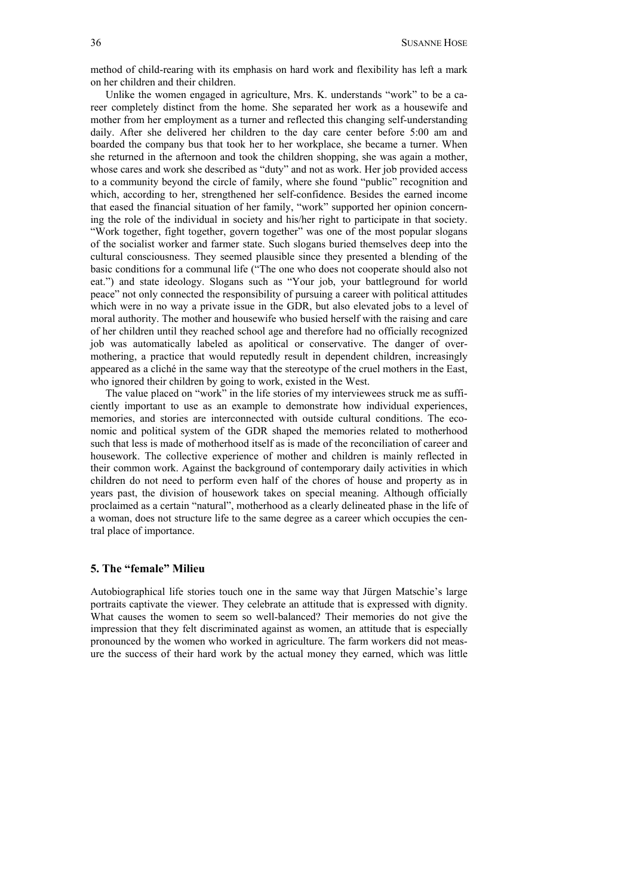method of child-rearing with its emphasis on hard work and flexibility has left a mark on her children and their children.

Unlike the women engaged in agriculture, Mrs. K. understands "work" to be a career completely distinct from the home. She separated her work as a housewife and mother from her employment as a turner and reflected this changing self-understanding daily. After she delivered her children to the day care center before 5:00 am and boarded the company bus that took her to her workplace, she became a turner. When she returned in the afternoon and took the children shopping, she was again a mother, whose cares and work she described as "duty" and not as work. Her job provided access to a community beyond the circle of family, where she found "public" recognition and which, according to her, strengthened her self-confidence. Besides the earned income that eased the financial situation of her family, "work" supported her opinion concerning the role of the individual in society and his/her right to participate in that society. "Work together, fight together, govern together" was one of the most popular slogans of the socialist worker and farmer state. Such slogans buried themselves deep into the cultural consciousness. They seemed plausible since they presented a blending of the basic conditions for a communal life ("The one who does not cooperate should also not eat.") and state ideology. Slogans such as "Your job, your battleground for world peace" not only connected the responsibility of pursuing a career with political attitudes which were in no way a private issue in the GDR, but also elevated jobs to a level of moral authority. The mother and housewife who busied herself with the raising and care of her children until they reached school age and therefore had no officially recognized job was automatically labeled as apolitical or conservative. The danger of overmothering, a practice that would reputedly result in dependent children, increasingly appeared as a cliché in the same way that the stereotype of the cruel mothers in the East, who ignored their children by going to work, existed in the West.

The value placed on "work" in the life stories of my interviewees struck me as sufficiently important to use as an example to demonstrate how individual experiences, memories, and stories are interconnected with outside cultural conditions. The economic and political system of the GDR shaped the memories related to motherhood such that less is made of motherhood itself as is made of the reconciliation of career and housework. The collective experience of mother and children is mainly reflected in their common work. Against the background of contemporary daily activities in which children do not need to perform even half of the chores of house and property as in years past, the division of housework takes on special meaning. Although officially proclaimed as a certain "natural", motherhood as a clearly delineated phase in the life of a woman, does not structure life to the same degree as a career which occupies the central place of importance.

## 5. The "female" Milieu

Autobiographical life stories touch one in the same way that Jürgen Matschie's large portraits captivate the viewer. They celebrate an attitude that is expressed with dignity. What causes the women to seem so well-balanced? Their memories do not give the impression that they felt discriminated against as women, an attitude that is especially pronounced by the women who worked in agriculture. The farm workers did not measure the success of their hard work by the actual money they earned, which was little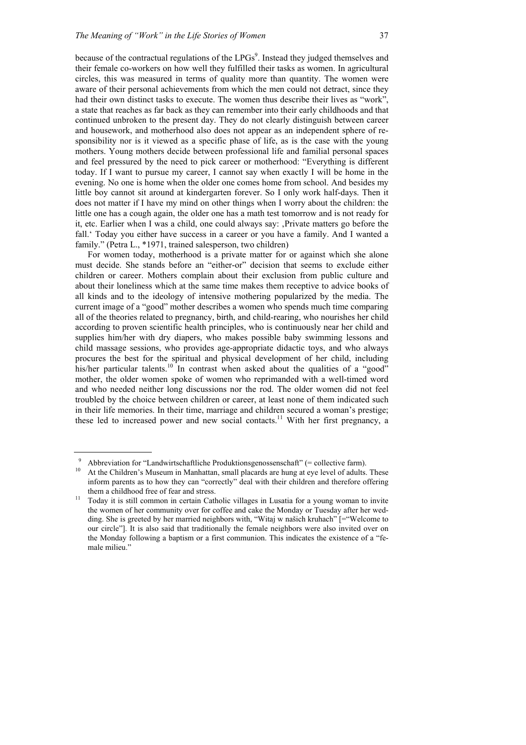because of the contractual regulations of the LPGs[9]. Instead they judged themselves and their female co-workers on how well they fulfilled their tasks as women. In agricultural circles, this was measured in terms of quality more than quantity. The women were aware of their personal achievements from which the men could not detract, since they had their own distinct tasks to execute. The women thus describe their lives as "work", a state that reaches as far back as they can remember into their early childhoods and that continued unbroken to the present day. They do not clearly distinguish between career and housework, and motherhood also does not appear as an independent sphere of responsibility nor is it viewed as a specific phase of life, as is the case with the young mothers. Young mothers decide between professional life and familial personal spaces and feel pressured by the need to pick career or motherhood: "Everything is different today. If I want to pursue my career, I cannot say when exactly I will be home in the evening. No one is home when the older one comes home from school. And besides my little boy cannot sit around at kindergarten forever. So I only work half-days. Then it does not matter if I have my mind on other things when I worry about the children: the little one has a cough again, the older one has a math test tomorrow and is not ready for it, etc. Earlier when I was a child, one could always say: ‚Private matters go before the fall.' Today you either have success in a career or you have a family. And I wanted a family." (Petra L., *1971, trained salesperson, two children)

For women today, motherhood is a private matter for or against which she alone must decide. She stands before an "either-or" decision that seems to exclude either children or career. Mothers complain about their exclusion from public culture and about their loneliness which at the same time makes them receptive to advice books of all kinds and to the ideology of intensive mothering popularized by the media. The current image of a "good" mother describes a women who spends much time comparing all of the theories related to pregnancy, birth, and child-rearing, who nourishes her child according to proven scientific health principles, who is continuously near her child and supplies him/her with dry diapers, who makes possible baby swimming lessons and child massage sessions, who provides age-appropriate didactic toys, and who always procures the best for the spiritual and physical development of her child, including his/her particular talents.[10] In contrast when asked about the qualities of a "good" mother, the older women spoke of women who reprimanded with a well-timed word and who needed neither long discussions nor the rod. The older women did not feel troubled by the choice between children or career, at least none of them indicated such in their life memories. In their time, marriage and children secured a woman's prestige; these led to increased power and new social contacts.[11] With her first pregnancy, a

---

[9] Abbreviation for "Landwirtschaftliche Produktionsgenossenschaft" (= collective farm).

[10] At the Children's Museum in Manhattan, small placards are hung at eye level of adults. These inform parents as to how they can "correctly" deal with their children and therefore offering them a childhood free of fear and stress.

[11] Today it is still common in certain Catholic villages in Lusatia for a young woman to invite the women of her community over for coffee and cake the Monday or Tuesday after her wedding. She is greeted by her married neighbors with, "Witaj w našich kruhach" [="Welcome to our circle"]. It is also said that traditionally the female neighbors were also invited over on the Monday following a baptism or a first communion. This indicates the existence of a "female milieu."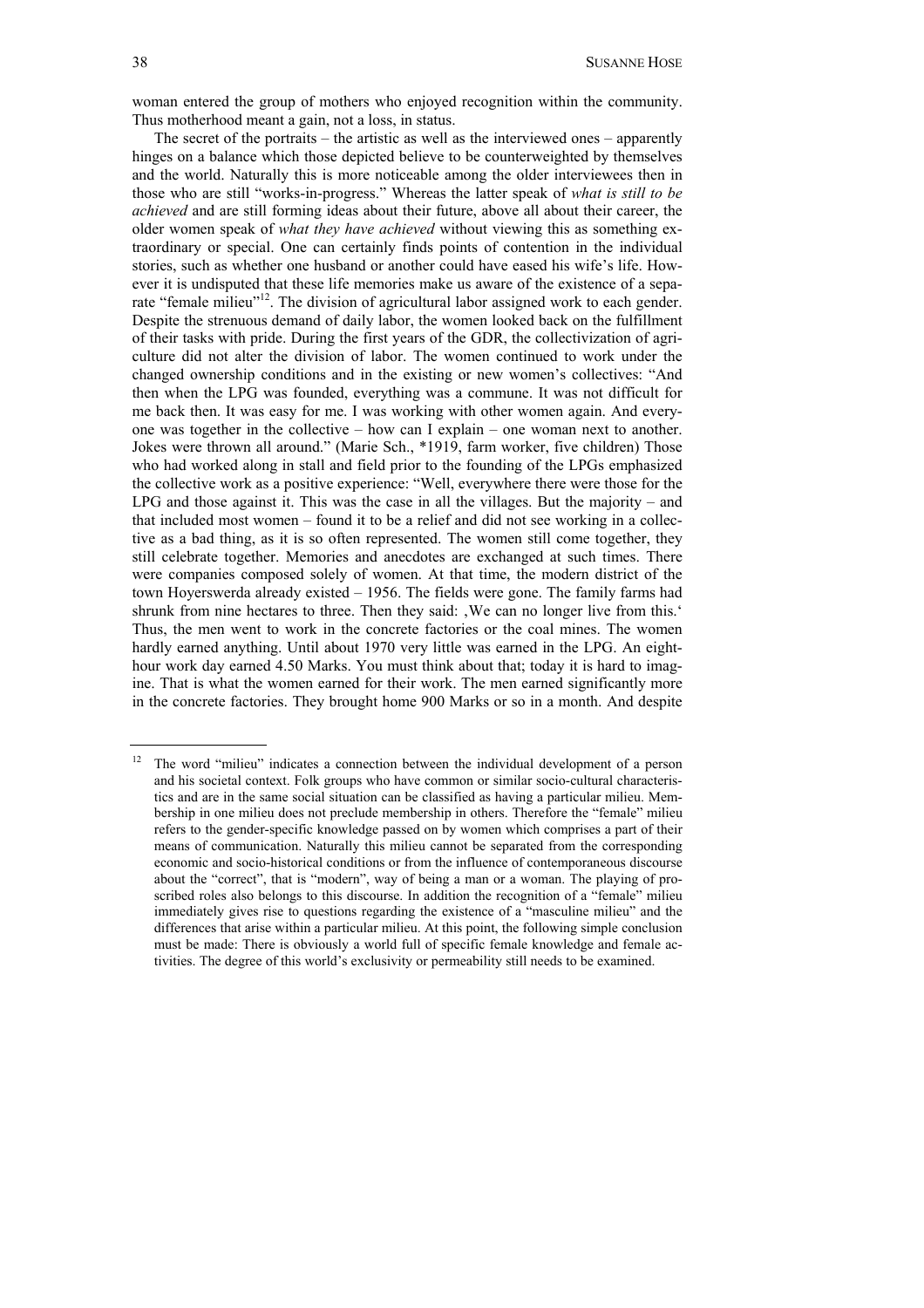woman entered the group of mothers who enjoyed recognition within the community. Thus motherhood meant a gain, not a loss, in status.

The secret of the portraits – the artistic as well as the interviewed ones – apparently hinges on a balance which those depicted believe to be counterweighted by themselves and the world. Naturally this is more noticeable among the older interviewees then in those who are still "works-in-progress." Whereas the latter speak of *what is still to be achieved* and are still forming ideas about their future, above all about their career, the older women speak of *what they have achieved* without viewing this as something extraordinary or special. One can certainly finds points of contention in the individual stories, such as whether one husband or another could have eased his wife's life. However it is undisputed that these life memories make us aware of the existence of a separate "female milieu"[12]. The division of agricultural labor assigned work to each gender. Despite the strenuous demand of daily labor, the women looked back on the fulfillment of their tasks with pride. During the first years of the GDR, the collectivization of agriculture did not alter the division of labor. The women continued to work under the changed ownership conditions and in the existing or new women's collectives: "And then when the LPG was founded, everything was a commune. It was not difficult for me back then. It was easy for me. I was working with other women again. And everyone was together in the collective – how can I explain – one woman next to another. Jokes were thrown all around." (Marie Sch., *1919, farm worker, five children) Those who had worked along in stall and field prior to the founding of the LPGs emphasized the collective work as a positive experience: "Well, everywhere there were those for the LPG and those against it. This was the case in all the villages. But the majority – and that included most women – found it to be a relief and did not see working in a collective as a bad thing, as it is so often represented. The women still come together, they still celebrate together. Memories and anecdotes are exchanged at such times. There were companies composed solely of women. At that time, the modern district of the town Hoyerswerda already existed – 1956. The fields were gone. The family farms had shrunk from nine hectares to three. Then they said: ‚We can no longer live from this.' Thus, the men went to work in the concrete factories or the coal mines. The women hardly earned anything. Until about 1970 very little was earned in the LPG. An eight-hour work day earned 4.50 Marks. You must think about that; today it is hard to imagine. That is what the women earned for their work. The men earned significantly more in the concrete factories. They brought home 900 Marks or so in a month. And despite

---

[12] The word "milieu" indicates a connection between the individual development of a person and his societal context. Folk groups who have common or similar socio-cultural characteristics and are in the same social situation can be classified as having a particular milieu. Membership in one milieu does not preclude membership in others. Therefore the "female" milieu refers to the gender-specific knowledge passed on by women which comprises a part of their means of communication. Naturally this milieu cannot be separated from the corresponding economic and socio-historical conditions or from the influence of contemporaneous discourse about the "correct", that is "modern", way of being a man or a woman. The playing of proscribed roles also belongs to this discourse. In addition the recognition of a "female" milieu immediately gives rise to questions regarding the existence of a "masculine milieu" and the differences that arise within a particular milieu. At this point, the following simple conclusion must be made: There is obviously a world full of specific female knowledge and female activities. The degree of this world's exclusivity or permeability still needs to be examined.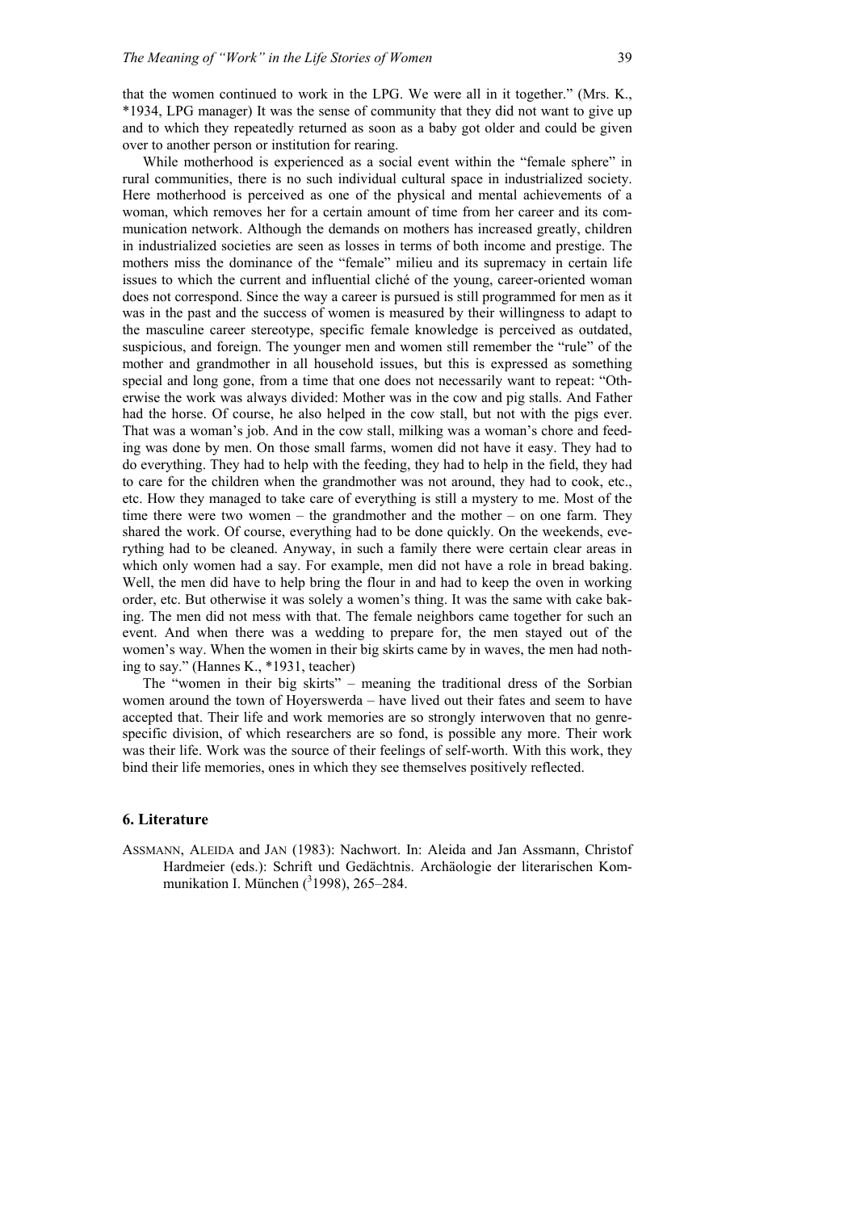that the women continued to work in the LPG. We were all in it together." (Mrs. K., *1934, LPG manager) It was the sense of community that they did not want to give up and to which they repeatedly returned as soon as a baby got older and could be given over to another person or institution for rearing.

While motherhood is experienced as a social event within the "female sphere" in rural communities, there is no such individual cultural space in industrialized society. Here motherhood is perceived as one of the physical and mental achievements of a woman, which removes her for a certain amount of time from her career and its communication network. Although the demands on mothers has increased greatly, children in industrialized societies are seen as losses in terms of both income and prestige. The mothers miss the dominance of the "female" milieu and its supremacy in certain life issues to which the current and influential cliché of the young, career-oriented woman does not correspond. Since the way a career is pursued is still programmed for men as it was in the past and the success of women is measured by their willingness to adapt to the masculine career stereotype, specific female knowledge is perceived as outdated, suspicious, and foreign. The younger men and women still remember the "rule" of the mother and grandmother in all household issues, but this is expressed as something special and long gone, from a time that one does not necessarily want to repeat: "Otherwise the work was always divided: Mother was in the cow and pig stalls. And Father had the horse. Of course, he also helped in the cow stall, but not with the pigs ever. That was a woman's job. And in the cow stall, milking was a woman's chore and feeding was done by men. On those small farms, women did not have it easy. They had to do everything. They had to help with the feeding, they had to help in the field, they had to care for the children when the grandmother was not around, they had to cook, etc., etc. How they managed to take care of everything is still a mystery to me. Most of the time there were two women – the grandmother and the mother – on one farm. They shared the work. Of course, everything had to be done quickly. On the weekends, everything had to be cleaned. Anyway, in such a family there were certain clear areas in which only women had a say. For example, men did not have a role in bread baking. Well, the men did have to help bring the flour in and had to keep the oven in working order, etc. But otherwise it was solely a women's thing. It was the same with cake baking. The men did not mess with that. The female neighbors came together for such an event. And when there was a wedding to prepare for, the men stayed out of the women's way. When the women in their big skirts came by in waves, the men had nothing to say." (Hannes K., *1931, teacher)

The "women in their big skirts" – meaning the traditional dress of the Sorbian women around the town of Hoyerswerda – have lived out their fates and seem to have accepted that. Their life and work memories are so strongly interwoven that no genre-specific division, of which researchers are so fond, is possible any more. Their work was their life. Work was the source of their feelings of self-worth. With this work, they bind their life memories, ones in which they see themselves positively reflected.

## 6. Literature

ASSMANN, ALEIDA and JAN (1983): Nachwort. In: Aleida and Jan Assmann, Christof Hardmeier (eds.): Schrift und Gedächtnis. Archäologie der literarischen Kommunikation I. München ($^{3}$1998), 265–284.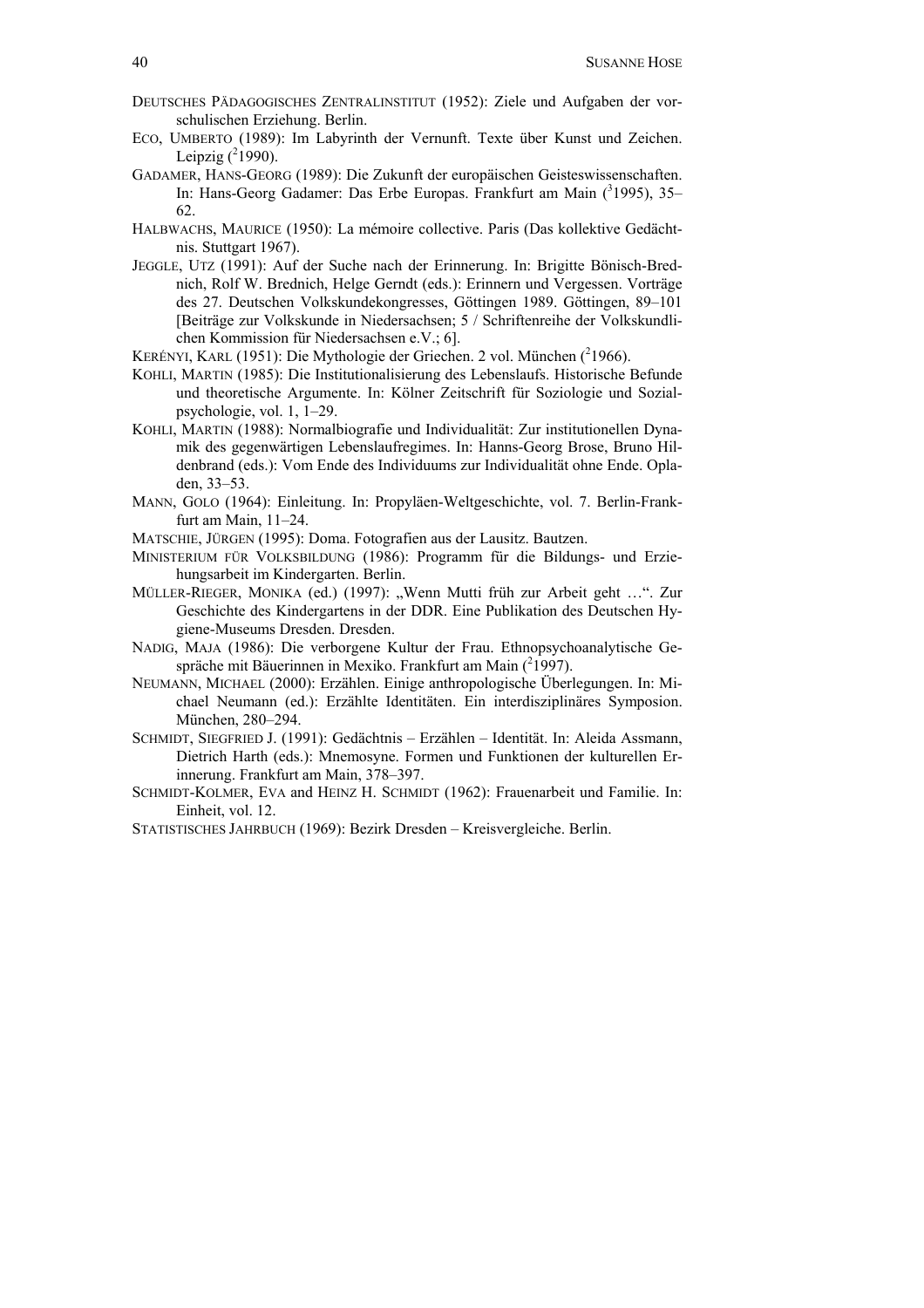DEUTSCHES PÄDAGOGISCHES ZENTRALINSTITUT (1952): Ziele und Aufgaben der vorschulischen Erziehung. Berlin.

ECO, UMBERTO (1989): Im Labyrinth der Vernunft. Texte über Kunst und Zeichen. Leipzig ($^{2}$1990).

GADAMER, HANS-GEORG (1989): Die Zukunft der europäischen Geisteswissenschaften. In: Hans-Georg Gadamer: Das Erbe Europas. Frankfurt am Main ($^{3}$1995), 35–62.

HALBWACHS, MAURICE (1950): La mémoire collective. Paris (Das kollektive Gedächtnis. Stuttgart 1967).

JEGGLE, UTZ (1991): Auf der Suche nach der Erinnerung. In: Brigitte Bönisch-Brednich, Rolf W. Brednich, Helge Gerndt (eds.): Erinnern und Vergessen. Vorträge des 27. Deutschen Volkskundekongresses, Göttingen 1989. Göttingen, 89–101 [Beiträge zur Volkskunde in Niedersachsen; 5 / Schriftenreihe der Volkskundlichen Kommission für Niedersachsen e.V.; 6].

KERÉNYI, KARL (1951): Die Mythologie der Griechen. 2 vol. München ($^{2}$1966).

KOHLI, MARTIN (1985): Die Institutionalisierung des Lebenslaufs. Historische Befunde und theoretische Argumente. In: Kölner Zeitschrift für Soziologie und Sozialpsychologie, vol. 1, 1–29.

KOHLI, MARTIN (1988): Normalbiografie und Individualität: Zur institutionellen Dynamik des gegenwärtigen Lebenslaufregimes. In: Hanns-Georg Brose, Bruno Hildenbrand (eds.): Vom Ende des Individuums zur Individualität ohne Ende. Opladen, 33–53.

MANN, GOLO (1964): Einleitung. In: Propyläen-Weltgeschichte, vol. 7. Berlin-Frankfurt am Main, 11–24.

MATSCHIE, JÜRGEN (1995): Doma. Fotografien aus der Lausitz. Bautzen.

MINISTERIUM FÜR VOLKSBILDUNG (1986): Programm für die Bildungs- und Erziehungsarbeit im Kindergarten. Berlin.

MÜLLER-RIEGER, MONIKA (ed.) (1997): „Wenn Mutti früh zur Arbeit geht …“. Zur Geschichte des Kindergartens in der DDR. Eine Publikation des Deutschen Hygiene-Museums Dresden. Dresden.

NADIG, MAJA (1986): Die verborgene Kultur der Frau. Ethnopsychoanalytische Gespräche mit Bäuerinnen in Mexiko. Frankfurt am Main ($^{2}$1997).

NEUMANN, MICHAEL (2000): Erzählen. Einige anthropologische Überlegungen. In: Michael Neumann (ed.): Erzählte Identitäten. Ein interdisziplinäres Symposion. München, 280–294.

SCHMIDT, SIEGFRIED J. (1991): Gedächtnis – Erzählen – Identität. In: Aleida Assmann, Dietrich Harth (eds.): Mnemosyne. Formen und Funktionen der kulturellen Erinnerung. Frankfurt am Main, 378–397.

SCHMIDT-KOLMER, EVA and HEINZ H. SCHMIDT (1962): Frauenarbeit und Familie. In: Einheit, vol. 12.

STATISTISCHES JAHRBUCH (1969): Bezirk Dresden – Kreisvergleiche. Berlin.